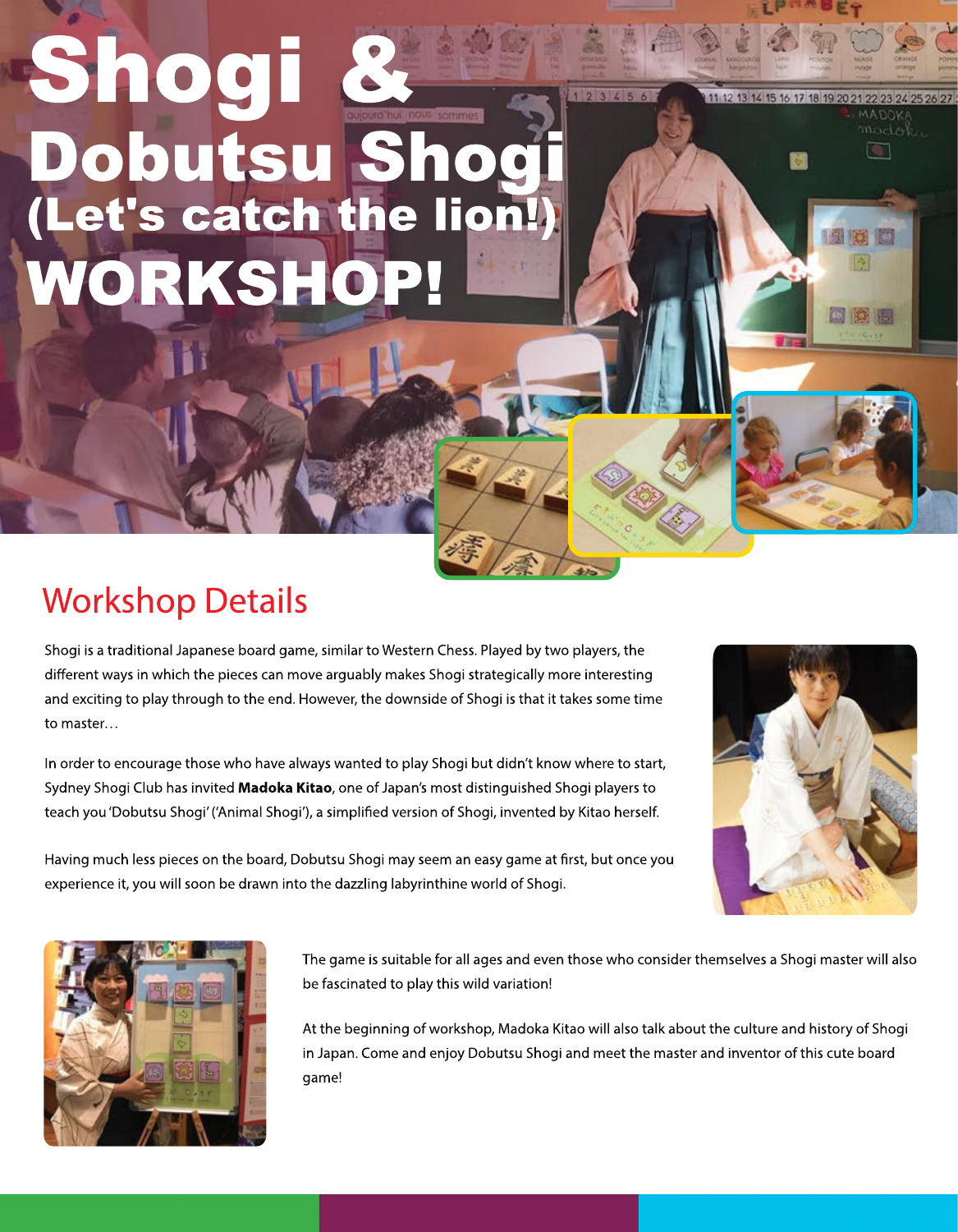# Shogi & Dobutsu Shogi (Let's catch the lion!) WORKSHOP!

## Workshop Details

Shogi is a traditional Japanese board game, similar to Western Chess. Played by two players, the different ways in which the pieces can move arguably makes Shogi strategically more interesting and exciting to play through to the end. However, the downside of Shogi is that it takes some time to master…

In order to encourage those who have always wanted to play Shogi but didn't know where to start, Sydney Shogi Club has invited **Madoka Kitao**, one of Japan's most distinguished Shogi players to teach you 'Dobutsu Shogi' ('Animal Shogi'), a simplified version of Shogi, invented by Kitao herself.

Having much less pieces on the board, Dobutsu Shogi may seem an easy game at first, but once you experience it, you will soon be drawn into the dazzling labyrinthine world of Shogi.

The game is suitable for all ages and even those who consider themselves a Shogi master will also be fascinated to play this wild variation!

At the beginning of workshop, Madoka Kitao will also talk about the culture and history of Shogi in Japan. Come and enjoy Dobutsu Shogi and meet the master and inventor of this cute board game!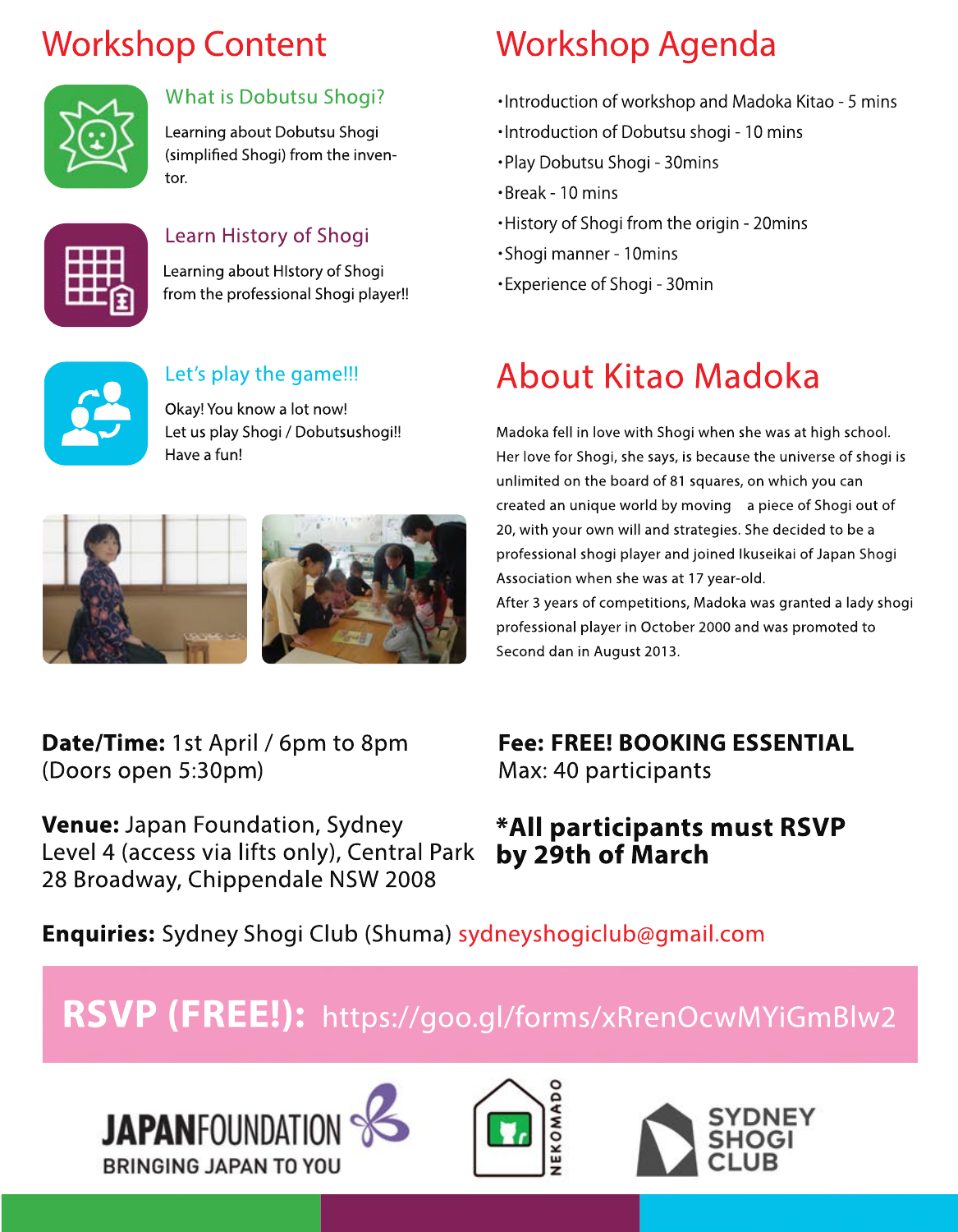## Workshop Content

### What is Dobutsu Shogi?

Learning about Dobutsu Shogi (simplified Shogi) from the inventor.

### Learn History of Shogi

Learning about HIstory of Shogi from the professional Shogi player!!

### Let's play the game!!!

Okay! You know a lot now!
Let us play Shogi / Dobutsushogi!!
Have a fun!

## Workshop Agenda

- Introduction of workshop and Madoka Kitao - 5 mins
- Introduction of Dobutsu shogi - 10 mins
- Play Dobutsu Shogi - 30mins
- Break - 10 mins
- History of Shogi from the origin - 20mins
- Shogi manner - 10mins
- Experience of Shogi - 30min

## About Kitao Madoka

Madoka fell in love with Shogi when she was at high school. Her love for Shogi, she says, is because the universe of shogi is unlimited on the board of 81 squares, on which you can created an unique world by moving a piece of Shogi out of 20, with your own will and strategies. She decided to be a professional shogi player and joined Ikuseikai of Japan Shogi Association when she was at 17 year-old.
After 3 years of competitions, Madoka was granted a lady shogi professional player in October 2000 and was promoted to Second dan in August 2013.

**Date/Time:** 1st April / 6pm to 8pm
(Doors open 5:30pm)

**Venue:** Japan Foundation, Sydney
Level 4 (access via lifts only), Central Park
28 Broadway, Chippendale NSW 2008

**Fee: FREE! BOOKING ESSENTIAL**
Max: 40 participants

**\*All participants must RSVP by 29th of March**

**Enquiries:** Sydney Shogi Club (Shuma) sydneyshogiclub@gmail.com

**RSVP (FREE!):** https://goo.gl/forms/xRrenOcwMYiGmBlw2

JAPANFOUNDATION BRINGING JAPAN TO YOU

NEKOMADO

SYDNEY SHOGI CLUB